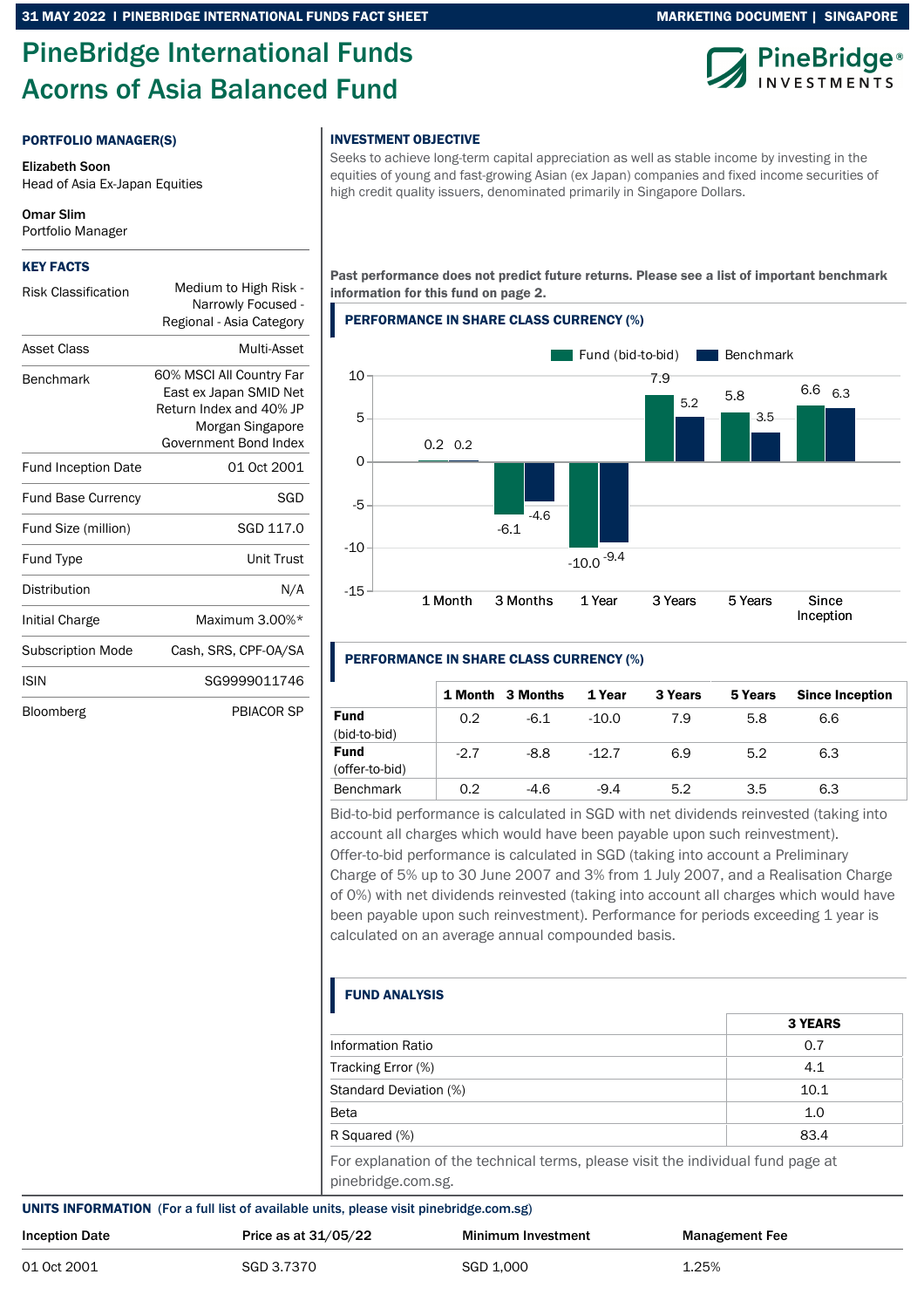# PineBridge International Funds Acorns of Asia Balanced Fund

### PORTFOLIO MANAGER(S)

**Elizabeth Soon**
Head of Asia Ex-Japan Equities

**Omar Slim**
Portfolio Manager

### KEY FACTS

| | |
|---|---|
| Risk Classification | Medium to High Risk - Narrowly Focused - Regional - Asia Category |
| Asset Class | Multi-Asset |
| Benchmark | 60% MSCI All Country Far East ex Japan SMID Net Return Index and 40% JP Morgan Singapore Government Bond Index |
| Fund Inception Date | 01 Oct 2001 |
| Fund Base Currency | SGD |
| Fund Size (million) | SGD 117.0 |
| Fund Type | Unit Trust |
| Distribution | N/A |
| Initial Charge | Maximum 3.00%* |
| Subscription Mode | Cash, SRS, CPF-OA/SA |
| ISIN | SG9999011746 |
| Bloomberg | PBIACOR SP |

### INVESTMENT OBJECTIVE

Seeks to achieve long-term capital appreciation as well as stable income by investing in the equities of young and fast-growing Asian (ex Japan) companies and fixed income securities of high credit quality issuers, denominated primarily in Singapore Dollars.

**Past performance does not predict future returns. Please see a list of important benchmark information for this fund on page 2.**

### PERFORMANCE IN SHARE CLASS CURRENCY (%)

| | Fund (bid-to-bid) | Benchmark |
|---|---|---|
| 1 Month | 0.2 | 0.2 |
| 3 Months | -6.1 | -4.6 |
| 1 Year | -10.0 | -9.4 |
| 3 Years | 7.9 | 5.2 |
| 5 Years | 5.8 | 3.5 |
| Since Inception | 6.6 | 6.3 |

### PERFORMANCE IN SHARE CLASS CURRENCY (%)

| | 1 Month | 3 Months | 1 Year | 3 Years | 5 Years | Since Inception |
|---|---|---|---|---|---|---|
| **Fund** (bid-to-bid) | 0.2 | -6.1 | -10.0 | 7.9 | 5.8 | 6.6 |
| **Fund** (offer-to-bid) | -2.7 | -8.8 | -12.7 | 6.9 | 5.2 | 6.3 |
| Benchmark | 0.2 | -4.6 | -9.4 | 5.2 | 3.5 | 6.3 |

Bid-to-bid performance is calculated in SGD with net dividends reinvested (taking into account all charges which would have been payable upon such reinvestment). Offer-to-bid performance is calculated in SGD (taking into account a Preliminary Charge of 5% up to 30 June 2007 and 3% from 1 July 2007, and a Realisation Charge of 0%) with net dividends reinvested (taking into account all charges which would have been payable upon such reinvestment). Performance for periods exceeding 1 year is calculated on an average annual compounded basis.

### FUND ANALYSIS

| | 3 YEARS |
|---|---|
| Information Ratio | 0.7 |
| Tracking Error (%) | 4.1 |
| Standard Deviation (%) | 10.1 |
| Beta | 1.0 |
| R Squared (%) | 83.4 |

For explanation of the technical terms, please visit the individual fund page at pinebridge.com.sg.

### UNITS INFORMATION (For a full list of available units, please visit pinebridge.com.sg)

| Inception Date | Price as at 31/05/22 | Minimum Investment | Management Fee |
|---|---|---|---|
| 01 Oct 2001 | SGD 3.7370 | SGD 1,000 | 1.25% |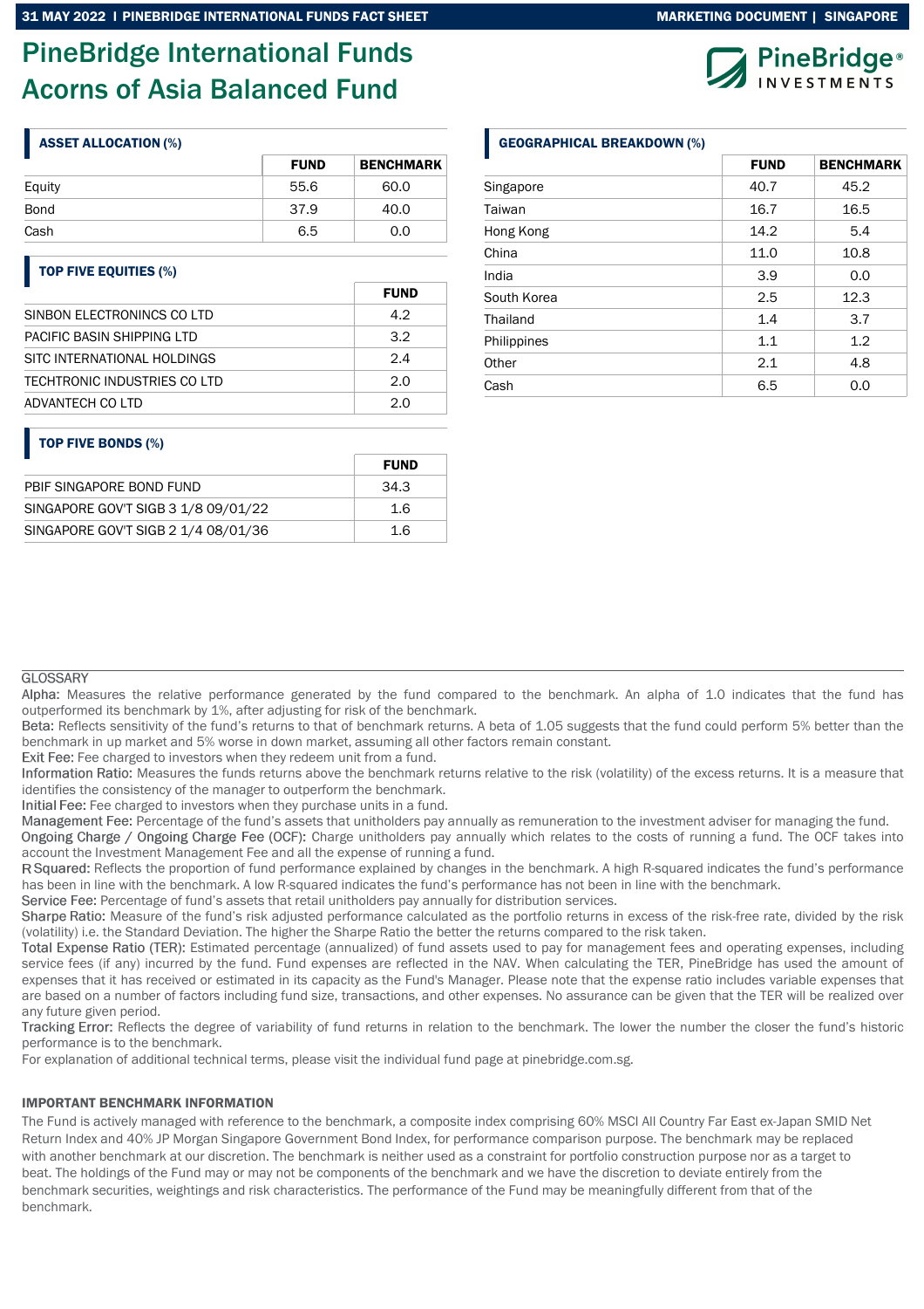# PineBridge International Funds Acorns of Asia Balanced Fund

## ASSET ALLOCATION (%)

| | FUND | BENCHMARK |
|---|---|---|
| Equity | 55.6 | 60.0 |
| Bond | 37.9 | 40.0 |
| Cash | 6.5 | 0.0 |

## TOP FIVE EQUITIES (%)

| | FUND |
|---|---|
| SINBON ELECTRONINCS CO LTD | 4.2 |
| PACIFIC BASIN SHIPPING LTD | 3.2 |
| SITC INTERNATIONAL HOLDINGS | 2.4 |
| TECHTRONIC INDUSTRIES CO LTD | 2.0 |
| ADVANTECH CO LTD | 2.0 |

## TOP FIVE BONDS (%)

| | FUND |
|---|---|
| PBIF SINGAPORE BOND FUND | 34.3 |
| SINGAPORE GOV'T SIGB 3 1/8 09/01/22 | 1.6 |
| SINGAPORE GOV'T SIGB 2 1/4 08/01/36 | 1.6 |

## GEOGRAPHICAL BREAKDOWN (%)

| | FUND | BENCHMARK |
|---|---|---|
| Singapore | 40.7 | 45.2 |
| Taiwan | 16.7 | 16.5 |
| Hong Kong | 14.2 | 5.4 |
| China | 11.0 | 10.8 |
| India | 3.9 | 0.0 |
| South Korea | 2.5 | 12.3 |
| Thailand | 1.4 | 3.7 |
| Philippines | 1.1 | 1.2 |
| Other | 2.1 | 4.8 |
| Cash | 6.5 | 0.0 |

GLOSSARY

Alpha: Measures the relative performance generated by the fund compared to the benchmark. An alpha of 1.0 indicates that the fund has outperformed its benchmark by 1%, after adjusting for risk of the benchmark.

Beta: Reflects sensitivity of the fund's returns to that of benchmark returns. A beta of 1.05 suggests that the fund could perform 5% better than the benchmark in up market and 5% worse in down market, assuming all other factors remain constant.

Exit Fee: Fee charged to investors when they redeem unit from a fund.

Information Ratio: Measures the funds returns above the benchmark returns relative to the risk (volatility) of the excess returns. It is a measure that identifies the consistency of the manager to outperform the benchmark.

Initial Fee: Fee charged to investors when they purchase units in a fund.

Management Fee: Percentage of the fund's assets that unitholders pay annually as remuneration to the investment adviser for managing the fund.

Ongoing Charge / Ongoing Charge Fee (OCF): Charge unitholders pay annually which relates to the costs of running a fund. The OCF takes into account the Investment Management Fee and all the expense of running a fund.

R Squared: Reflects the proportion of fund performance explained by changes in the benchmark. A high R-squared indicates the fund's performance has been in line with the benchmark. A low R-squared indicates the fund's performance has not been in line with the benchmark.

Service Fee: Percentage of fund's assets that retail unitholders pay annually for distribution services.

Sharpe Ratio: Measure of the fund's risk adjusted performance calculated as the portfolio returns in excess of the risk-free rate, divided by the risk (volatility) i.e. the Standard Deviation. The higher the Sharpe Ratio the better the returns compared to the risk taken.

Total Expense Ratio (TER): Estimated percentage (annualized) of fund assets used to pay for management fees and operating expenses, including service fees (if any) incurred by the fund. Fund expenses are reflected in the NAV. When calculating the TER, PineBridge has used the amount of expenses that it has received or estimated in its capacity as the Fund's Manager. Please note that the expense ratio includes variable expenses that are based on a number of factors including fund size, transactions, and other expenses. No assurance can be given that the TER will be realized over any future given period.

Tracking Error: Reflects the degree of variability of fund returns in relation to the benchmark. The lower the number the closer the fund's historic performance is to the benchmark.

For explanation of additional technical terms, please visit the individual fund page at pinebridge.com.sg.

**IMPORTANT BENCHMARK INFORMATION**

The Fund is actively managed with reference to the benchmark, a composite index comprising 60% MSCI All Country Far East ex-Japan SMID Net Return Index and 40% JP Morgan Singapore Government Bond Index, for performance comparison purpose. The benchmark may be replaced with another benchmark at our discretion. The benchmark is neither used as a constraint for portfolio construction purpose nor as a target to beat. The holdings of the Fund may or may not be components of the benchmark and we have the discretion to deviate entirely from the benchmark securities, weightings and risk characteristics. The performance of the Fund may be meaningfully different from that of the benchmark.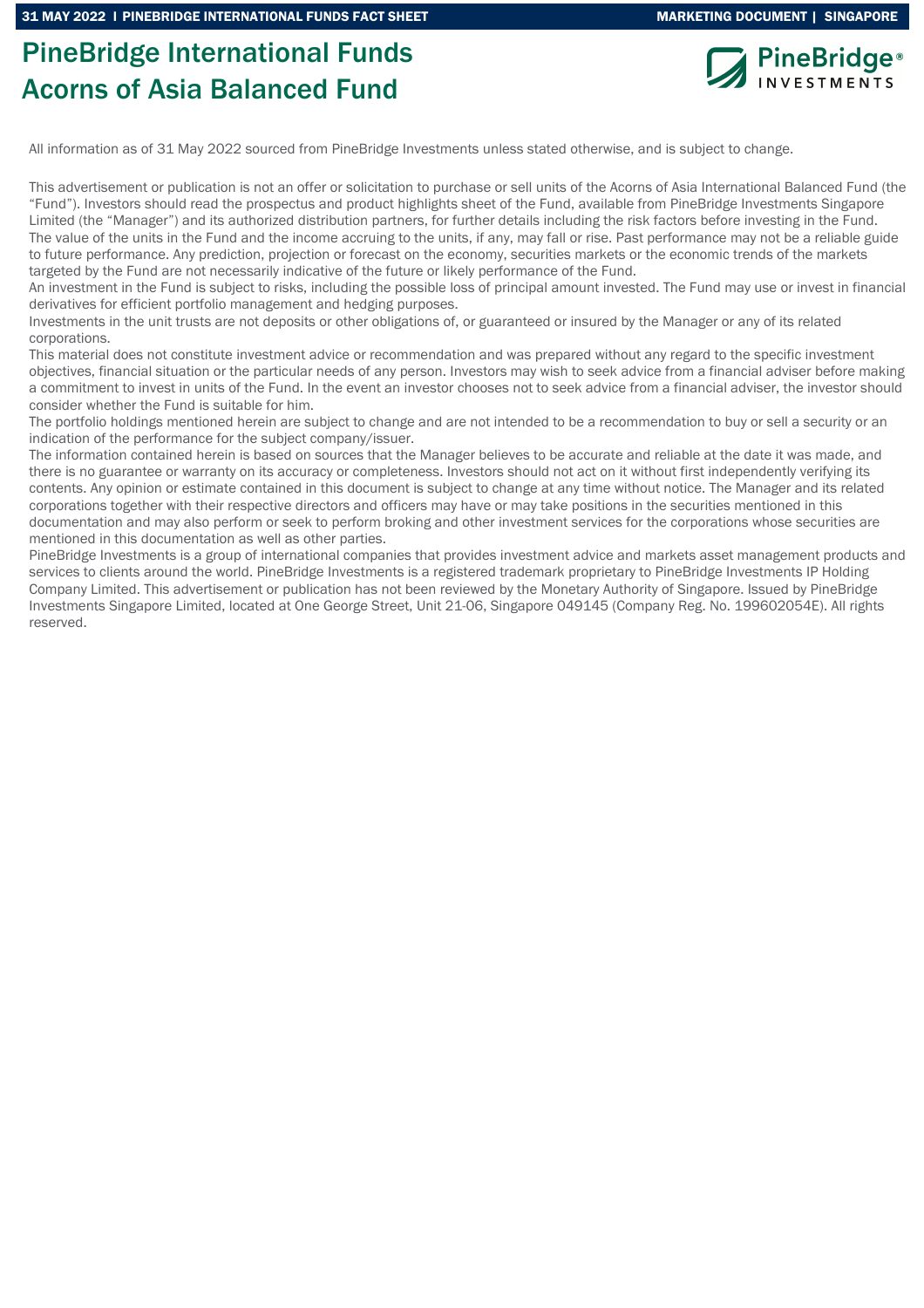# PineBridge International Funds
# Acorns of Asia Balanced Fund

All information as of 31 May 2022 sourced from PineBridge Investments unless stated otherwise, and is subject to change.

This advertisement or publication is not an offer or solicitation to purchase or sell units of the Acorns of Asia International Balanced Fund (the "Fund"). Investors should read the prospectus and product highlights sheet of the Fund, available from PineBridge Investments Singapore Limited (the "Manager") and its authorized distribution partners, for further details including the risk factors before investing in the Fund. The value of the units in the Fund and the income accruing to the units, if any, may fall or rise. Past performance may not be a reliable guide to future performance. Any prediction, projection or forecast on the economy, securities markets or the economic trends of the markets targeted by the Fund are not necessarily indicative of the future or likely performance of the Fund.
An investment in the Fund is subject to risks, including the possible loss of principal amount invested. The Fund may use or invest in financial derivatives for efficient portfolio management and hedging purposes.
Investments in the unit trusts are not deposits or other obligations of, or guaranteed or insured by the Manager or any of its related corporations.
This material does not constitute investment advice or recommendation and was prepared without any regard to the specific investment objectives, financial situation or the particular needs of any person. Investors may wish to seek advice from a financial adviser before making a commitment to invest in units of the Fund. In the event an investor chooses not to seek advice from a financial adviser, the investor should consider whether the Fund is suitable for him.
The portfolio holdings mentioned herein are subject to change and are not intended to be a recommendation to buy or sell a security or an indication of the performance for the subject company/issuer.
The information contained herein is based on sources that the Manager believes to be accurate and reliable at the date it was made, and there is no guarantee or warranty on its accuracy or completeness. Investors should not act on it without first independently verifying its contents. Any opinion or estimate contained in this document is subject to change at any time without notice. The Manager and its related corporations together with their respective directors and officers may have or may take positions in the securities mentioned in this documentation and may also perform or seek to perform broking and other investment services for the corporations whose securities are mentioned in this documentation as well as other parties.
PineBridge Investments is a group of international companies that provides investment advice and markets asset management products and services to clients around the world. PineBridge Investments is a registered trademark proprietary to PineBridge Investments IP Holding Company Limited. This advertisement or publication has not been reviewed by the Monetary Authority of Singapore. Issued by PineBridge Investments Singapore Limited, located at One George Street, Unit 21-06, Singapore 049145 (Company Reg. No. 199602054E). All rights reserved.